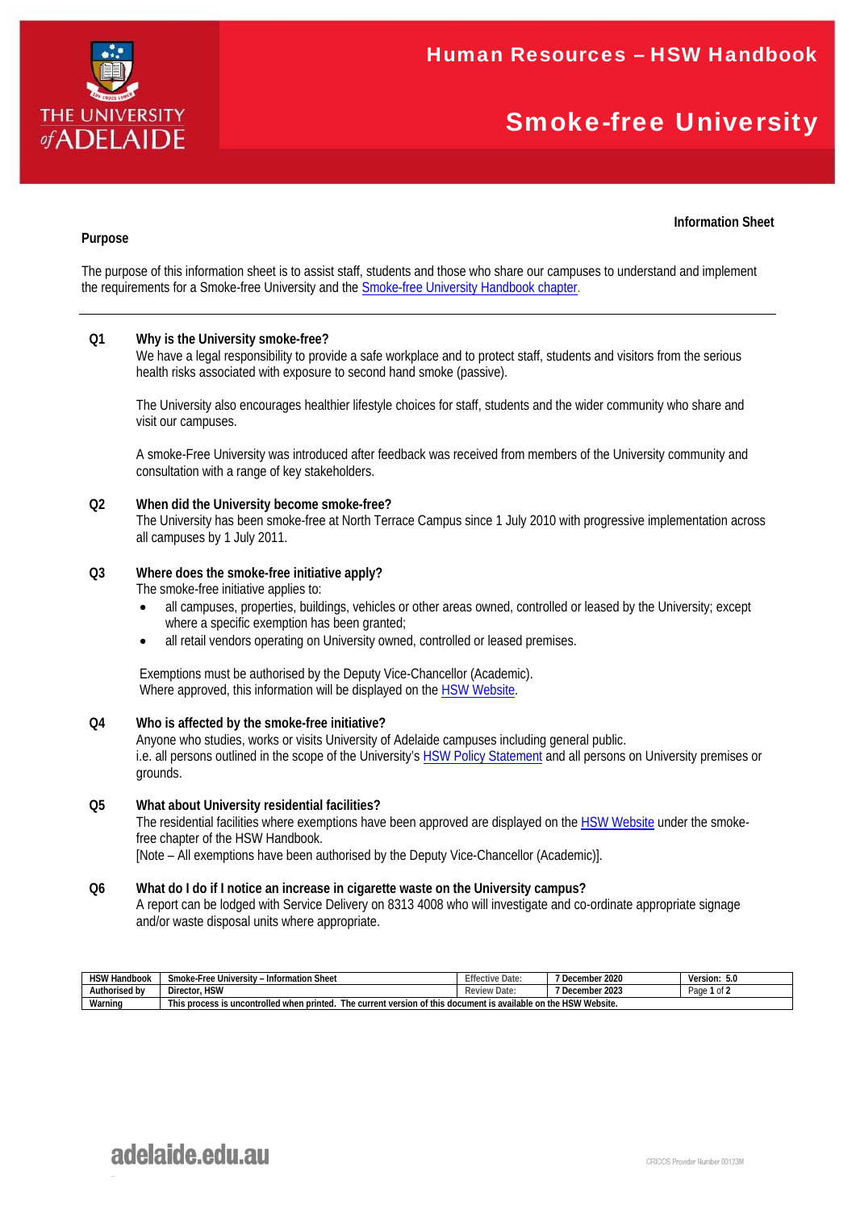# Human Resources – HSW Handbook

# Smoke-free University

**Information Sheet**

**Purpose**

The purpose of this information sheet is to assist staff, students and those who share our campuses to understand and implement the requirements for a Smoke-free University and the Smoke-free University Handbook chapter.

---

**Q1 Why is the University smoke-free?**

We have a legal responsibility to provide a safe workplace and to protect staff, students and visitors from the serious health risks associated with exposure to second hand smoke (passive).

The University also encourages healthier lifestyle choices for staff, students and the wider community who share and visit our campuses.

A smoke-Free University was introduced after feedback was received from members of the University community and consultation with a range of key stakeholders.

**Q2 When did the University become smoke-free?**

The University has been smoke-free at North Terrace Campus since 1 July 2010 with progressive implementation across all campuses by 1 July 2011.

**Q3 Where does the smoke-free initiative apply?**

The smoke-free initiative applies to:

- all campuses, properties, buildings, vehicles or other areas owned, controlled or leased by the University; except where a specific exemption has been granted;
- all retail vendors operating on University owned, controlled or leased premises.

Exemptions must be authorised by the Deputy Vice-Chancellor (Academic).
Where approved, this information will be displayed on the HSW Website.

**Q4 Who is affected by the smoke-free initiative?**

Anyone who studies, works or visits University of Adelaide campuses including general public.
i.e. all persons outlined in the scope of the University's HSW Policy Statement and all persons on University premises or grounds.

**Q5 What about University residential facilities?**

The residential facilities where exemptions have been approved are displayed on the HSW Website under the smoke-free chapter of the HSW Handbook.
[Note – All exemptions have been authorised by the Deputy Vice-Chancellor (Academic)].

**Q6 What do I do if I notice an increase in cigarette waste on the University campus?**

A report can be lodged with Service Delivery on 8313 4008 who will investigate and co-ordinate appropriate signage and/or waste disposal units where appropriate.

| HSW Handbook | Smoke-Free University – Information Sheet | Effective Date: | 7 December 2020 | Version: 5.0 |
|---|---|---|---|---|
| Authorised by | Director, HSW | Review Date: | 7 December 2023 | Page 1 of 2 |
| Warning | This process is uncontrolled when printed. The current version of this document is available on the HSW Website. | | | |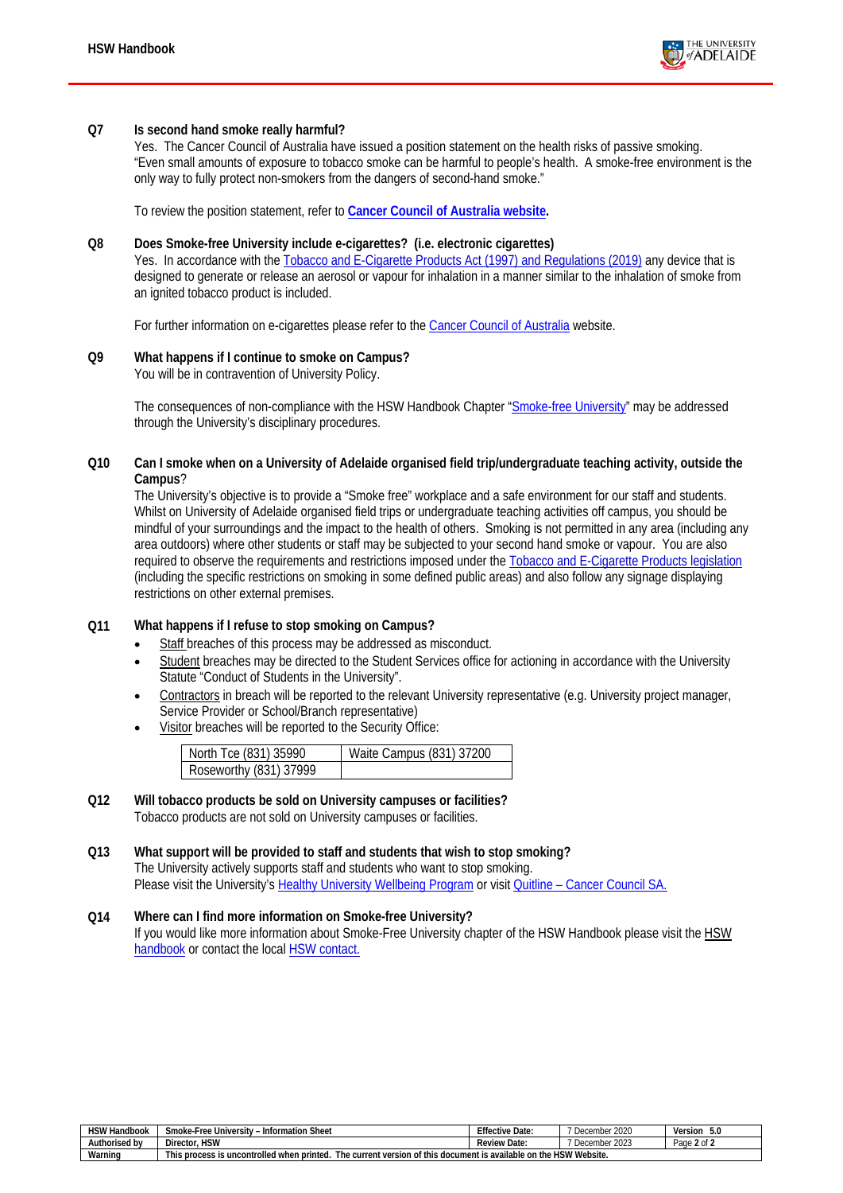**Q7 Is second hand smoke really harmful?**

Yes. The Cancer Council of Australia have issued a position statement on the health risks of passive smoking. "Even small amounts of exposure to tobacco smoke can be harmful to people's health. A smoke-free environment is the only way to fully protect non-smokers from the dangers of second-hand smoke."

To review the position statement, refer to **Cancer Council of Australia website.**

**Q8 Does Smoke-free University include e-cigarettes? (i.e. electronic cigarettes)**

Yes. In accordance with the Tobacco and E-Cigarette Products Act (1997) and Regulations (2019) any device that is designed to generate or release an aerosol or vapour for inhalation in a manner similar to the inhalation of smoke from an ignited tobacco product is included.

For further information on e-cigarettes please refer to the Cancer Council of Australia website.

**Q9 What happens if I continue to smoke on Campus?**

You will be in contravention of University Policy.

The consequences of non-compliance with the HSW Handbook Chapter "Smoke-free University" may be addressed through the University's disciplinary procedures.

**Q10 Can I smoke when on a University of Adelaide organised field trip/undergraduate teaching activity, outside the Campus?**

The University's objective is to provide a "Smoke free" workplace and a safe environment for our staff and students. Whilst on University of Adelaide organised field trips or undergraduate teaching activities off campus, you should be mindful of your surroundings and the impact to the health of others. Smoking is not permitted in any area (including any area outdoors) where other students or staff may be subjected to your second hand smoke or vapour. You are also required to observe the requirements and restrictions imposed under the Tobacco and E-Cigarette Products legislation (including the specific restrictions on smoking in some defined public areas) and also follow any signage displaying restrictions on other external premises.

**Q11 What happens if I refuse to stop smoking on Campus?**

- Staff breaches of this process may be addressed as misconduct.
- Student breaches may be directed to the Student Services office for actioning in accordance with the University Statute "Conduct of Students in the University".
- Contractors in breach will be reported to the relevant University representative (e.g. University project manager, Service Provider or School/Branch representative)
- Visitor breaches will be reported to the Security Office:

| | |
|---|---|
| North Tce (831) 35990 | Waite Campus (831) 37200 |
| Roseworthy (831) 37999 | |

**Q12 Will tobacco products be sold on University campuses or facilities?**

Tobacco products are not sold on University campuses or facilities.

**Q13 What support will be provided to staff and students that wish to stop smoking?**

The University actively supports staff and students who want to stop smoking.
Please visit the University's Healthy University Wellbeing Program or visit Quitline – Cancer Council SA.

**Q14 Where can I find more information on Smoke-free University?**

If you would like more information about Smoke-Free University chapter of the HSW Handbook please visit the HSW handbook or contact the local HSW contact.